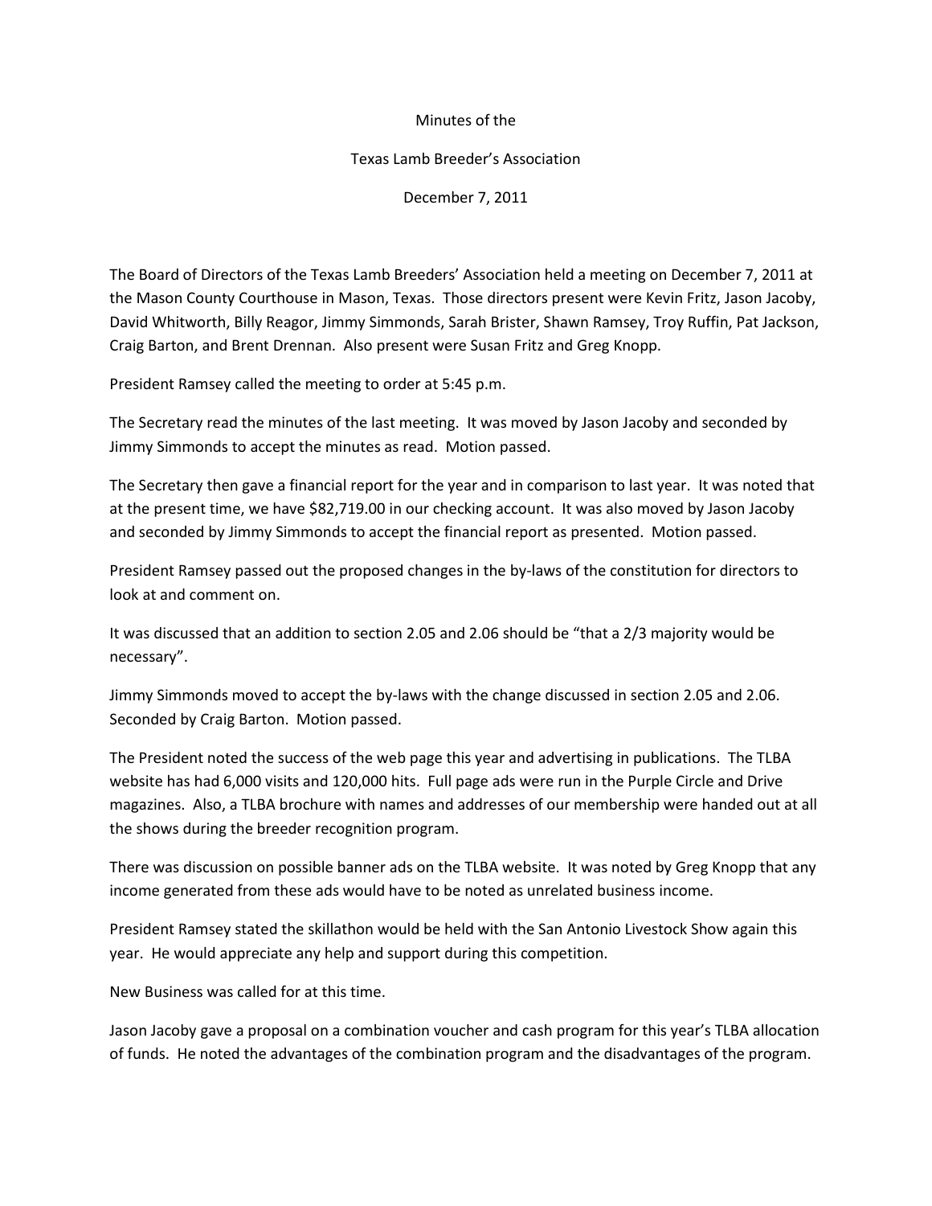Minutes of the

Texas Lamb Breeder's Association

December 7, 2011

The Board of Directors of the Texas Lamb Breeders' Association held a meeting on December 7, 2011 at the Mason County Courthouse in Mason, Texas. Those directors present were Kevin Fritz, Jason Jacoby, David Whitworth, Billy Reagor, Jimmy Simmonds, Sarah Brister, Shawn Ramsey, Troy Ruffin, Pat Jackson, Craig Barton, and Brent Drennan. Also present were Susan Fritz and Greg Knopp.

President Ramsey called the meeting to order at 5:45 p.m.

The Secretary read the minutes of the last meeting. It was moved by Jason Jacoby and seconded by Jimmy Simmonds to accept the minutes as read. Motion passed.

The Secretary then gave a financial report for the year and in comparison to last year. It was noted that at the present time, we have $82,719.00 in our checking account. It was also moved by Jason Jacoby and seconded by Jimmy Simmonds to accept the financial report as presented. Motion passed.

President Ramsey passed out the proposed changes in the by-laws of the constitution for directors to look at and comment on.

It was discussed that an addition to section 2.05 and 2.06 should be "that a 2/3 majority would be necessary".

Jimmy Simmonds moved to accept the by-laws with the change discussed in section 2.05 and 2.06. Seconded by Craig Barton. Motion passed.

The President noted the success of the web page this year and advertising in publications. The TLBA website has had 6,000 visits and 120,000 hits. Full page ads were run in the Purple Circle and Drive magazines. Also, a TLBA brochure with names and addresses of our membership were handed out at all the shows during the breeder recognition program.

There was discussion on possible banner ads on the TLBA website. It was noted by Greg Knopp that any income generated from these ads would have to be noted as unrelated business income.

President Ramsey stated the skillathon would be held with the San Antonio Livestock Show again this year. He would appreciate any help and support during this competition.

New Business was called for at this time.

Jason Jacoby gave a proposal on a combination voucher and cash program for this year's TLBA allocation of funds. He noted the advantages of the combination program and the disadvantages of the program.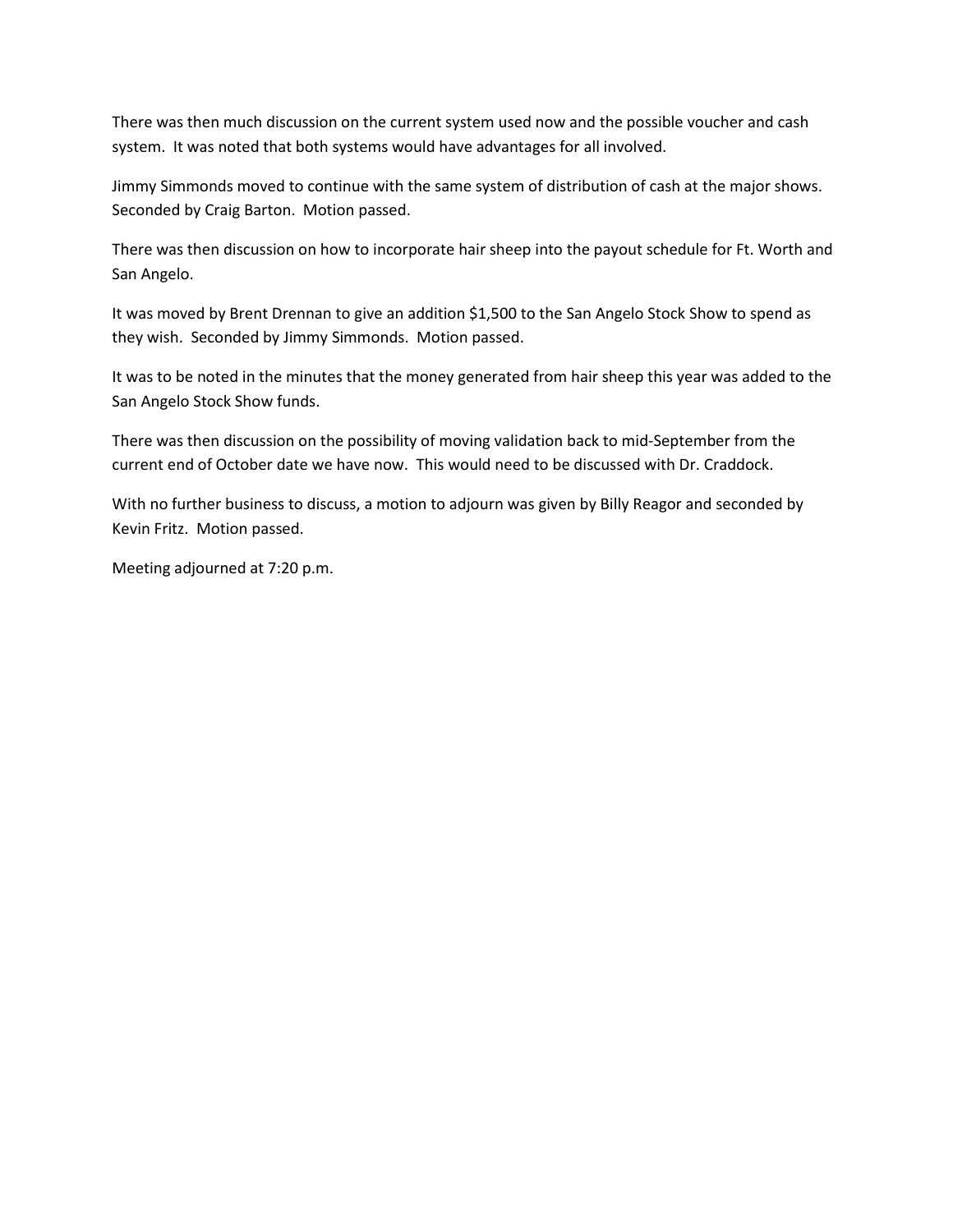There was then much discussion on the current system used now and the possible voucher and cash system. It was noted that both systems would have advantages for all involved.

Jimmy Simmonds moved to continue with the same system of distribution of cash at the major shows. Seconded by Craig Barton. Motion passed.

There was then discussion on how to incorporate hair sheep into the payout schedule for Ft. Worth and San Angelo.

It was moved by Brent Drennan to give an addition $1,500 to the San Angelo Stock Show to spend as they wish. Seconded by Jimmy Simmonds. Motion passed.

It was to be noted in the minutes that the money generated from hair sheep this year was added to the San Angelo Stock Show funds.

There was then discussion on the possibility of moving validation back to mid-September from the current end of October date we have now. This would need to be discussed with Dr. Craddock.

With no further business to discuss, a motion to adjourn was given by Billy Reagor and seconded by Kevin Fritz. Motion passed.

Meeting adjourned at 7:20 p.m.